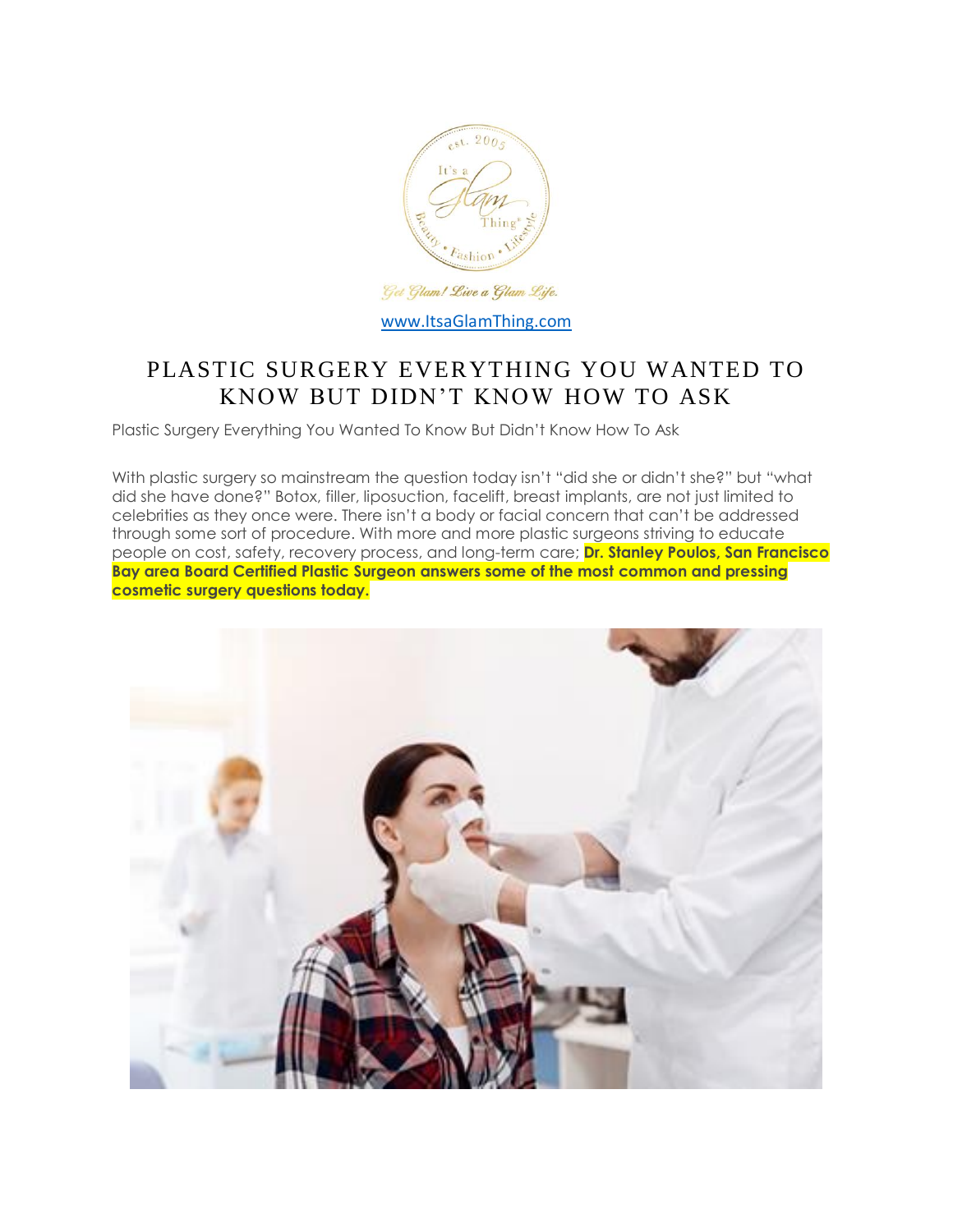www.ItsaGlamThing.com

# PLASTIC SURGERY EVERYTHING YOU WANTED TO KNOW BUT DIDN'T KNOW HOW TO ASK

Plastic Surgery Everything You Wanted To Know But Didn't Know How To Ask

With plastic surgery so mainstream the question today isn't "did she or didn't she?" but "what did she have done?" Botox, filler, liposuction, facelift, breast implants, are not just limited to celebrities as they once were. There isn't a body or facial concern that can't be addressed through some sort of procedure. With more and more plastic surgeons striving to educate people on cost, safety, recovery process, and long-term care; **Dr. Stanley Poulos, San Francisco Bay area Board Certified Plastic Surgeon answers some of the most common and pressing cosmetic surgery questions today.**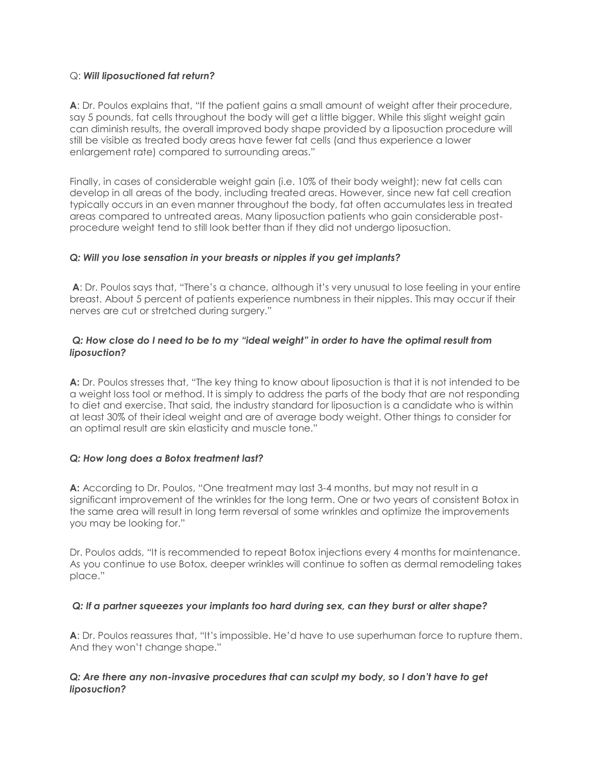Q: ***Will liposuctioned fat return?***

**A**: Dr. Poulos explains that, "If the patient gains a small amount of weight after their procedure, say 5 pounds, fat cells throughout the body will get a little bigger. While this slight weight gain can diminish results, the overall improved body shape provided by a liposuction procedure will still be visible as treated body areas have fewer fat cells (and thus experience a lower enlargement rate) compared to surrounding areas."

Finally, in cases of considerable weight gain (i.e. 10% of their body weight); new fat cells can develop in all areas of the body, including treated areas. However, since new fat cell creation typically occurs in an even manner throughout the body, fat often accumulates less in treated areas compared to untreated areas. Many liposuction patients who gain considerable post-procedure weight tend to still look better than if they did not undergo liposuction.

***Q: Will you lose sensation in your breasts or nipples if you get implants?***

**A**: Dr. Poulos says that, "There's a chance, although it's very unusual to lose feeling in your entire breast. About 5 percent of patients experience numbness in their nipples. This may occur if their nerves are cut or stretched during surgery."

***Q: How close do I need to be to my "ideal weight" in order to have the optimal result from liposuction?***

**A:** Dr. Poulos stresses that, "The key thing to know about liposuction is that it is not intended to be a weight loss tool or method. It is simply to address the parts of the body that are not responding to diet and exercise. That said, the industry standard for liposuction is a candidate who is within at least 30% of their ideal weight and are of average body weight. Other things to consider for an optimal result are skin elasticity and muscle tone."

***Q: How long does a Botox treatment last?***

**A:** According to Dr. Poulos, "One treatment may last 3-4 months, but may not result in a significant improvement of the wrinkles for the long term. One or two years of consistent Botox in the same area will result in long term reversal of some wrinkles and optimize the improvements you may be looking for."

Dr. Poulos adds, "It is recommended to repeat Botox injections every 4 months for maintenance. As you continue to use Botox, deeper wrinkles will continue to soften as dermal remodeling takes place."

***Q: If a partner squeezes your implants too hard during sex, can they burst or alter shape?***

**A**: Dr. Poulos reassures that, "It's impossible. He'd have to use superhuman force to rupture them. And they won't change shape."

***Q: Are there any non-invasive procedures that can sculpt my body, so I don't have to get liposuction?***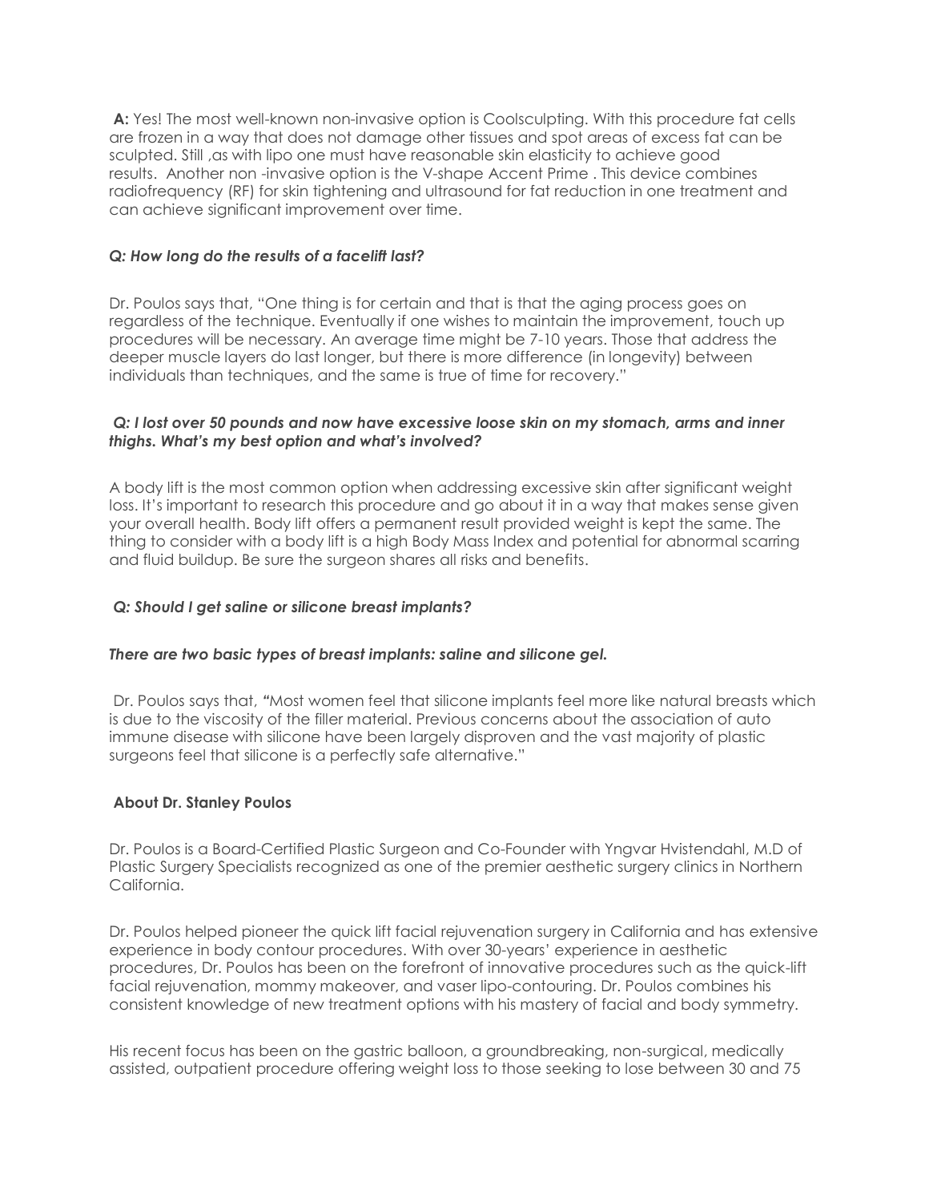**A:** Yes! The most well-known non-invasive option is Coolsculpting. With this procedure fat cells are frozen in a way that does not damage other tissues and spot areas of excess fat can be sculpted. Still ,as with lipo one must have reasonable skin elasticity to achieve good results. Another non -invasive option is the V-shape Accent Prime . This device combines radiofrequency (RF) for skin tightening and ultrasound for fat reduction in one treatment and can achieve significant improvement over time.

***Q: How long do the results of a facelift last?***

Dr. Poulos says that, "One thing is for certain and that is that the aging process goes on regardless of the technique. Eventually if one wishes to maintain the improvement, touch up procedures will be necessary. An average time might be 7-10 years. Those that address the deeper muscle layers do last longer, but there is more difference (in longevity) between individuals than techniques, and the same is true of time for recovery."

***Q: I lost over 50 pounds and now have excessive loose skin on my stomach, arms and inner thighs. What's my best option and what's involved?***

A body lift is the most common option when addressing excessive skin after significant weight loss. It's important to research this procedure and go about it in a way that makes sense given your overall health. Body lift offers a permanent result provided weight is kept the same. The thing to consider with a body lift is a high Body Mass Index and potential for abnormal scarring and fluid buildup. Be sure the surgeon shares all risks and benefits.

***Q: Should I get saline or silicone breast implants?***

***There are two basic types of breast implants: saline and silicone gel.***

Dr. Poulos says that, **"**Most women feel that silicone implants feel more like natural breasts which is due to the viscosity of the filler material. Previous concerns about the association of auto immune disease with silicone have been largely disproven and the vast majority of plastic surgeons feel that silicone is a perfectly safe alternative."

**About Dr. Stanley Poulos**

Dr. Poulos is a Board-Certified Plastic Surgeon and Co-Founder with Yngvar Hvistendahl, M.D of Plastic Surgery Specialists recognized as one of the premier aesthetic surgery clinics in Northern California.

Dr. Poulos helped pioneer the quick lift facial rejuvenation surgery in California and has extensive experience in body contour procedures. With over 30-years' experience in aesthetic procedures, Dr. Poulos has been on the forefront of innovative procedures such as the quick-lift facial rejuvenation, mommy makeover, and vaser lipo-contouring. Dr. Poulos combines his consistent knowledge of new treatment options with his mastery of facial and body symmetry.

His recent focus has been on the gastric balloon, a groundbreaking, non-surgical, medically assisted, outpatient procedure offering weight loss to those seeking to lose between 30 and 75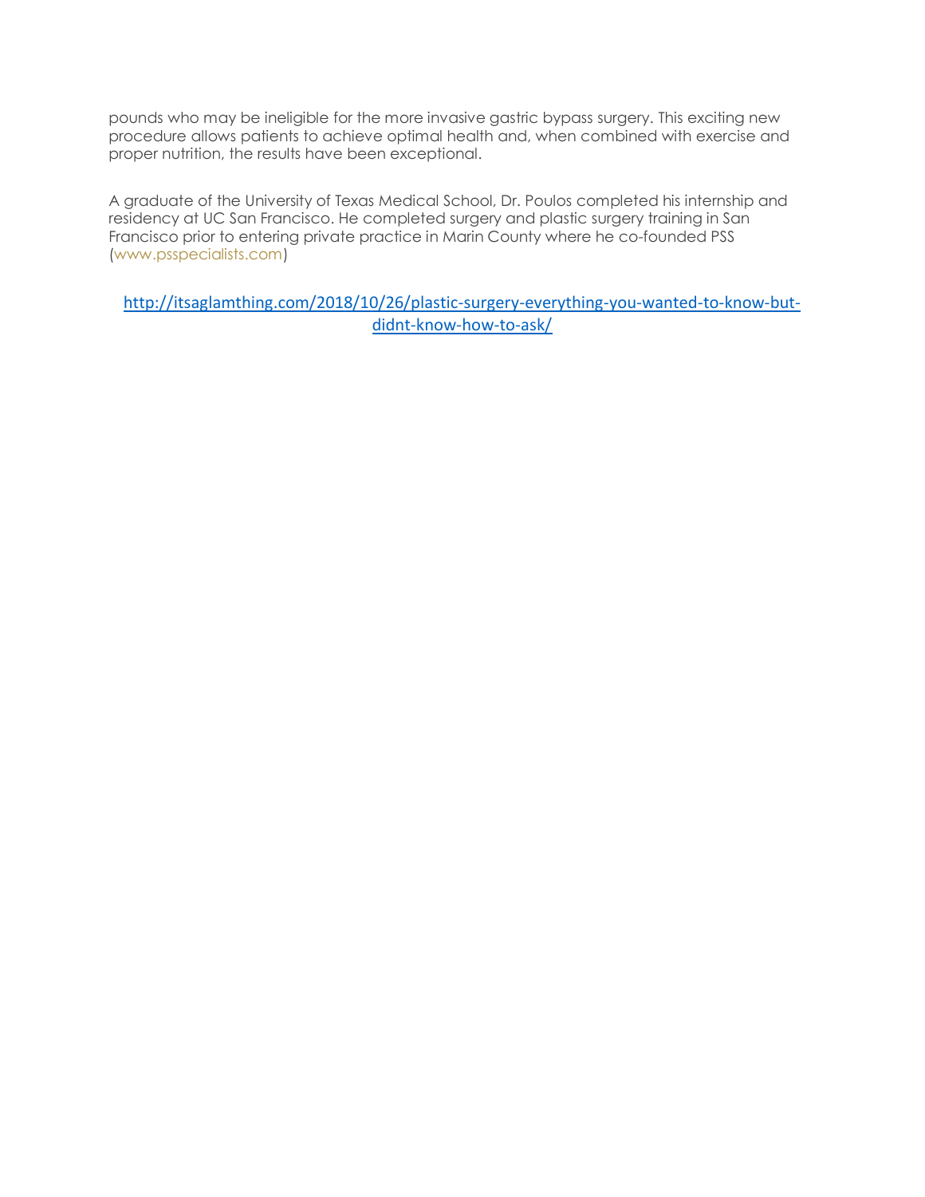pounds who may be ineligible for the more invasive gastric bypass surgery. This exciting new procedure allows patients to achieve optimal health and, when combined with exercise and proper nutrition, the results have been exceptional.

A graduate of the University of Texas Medical School, Dr. Poulos completed his internship and residency at UC San Francisco. He completed surgery and plastic surgery training in San Francisco prior to entering private practice in Marin County where he co-founded PSS (www.psspecialists.com)

http://itsaglamthing.com/2018/10/26/plastic-surgery-everything-you-wanted-to-know-but-didnt-know-how-to-ask/